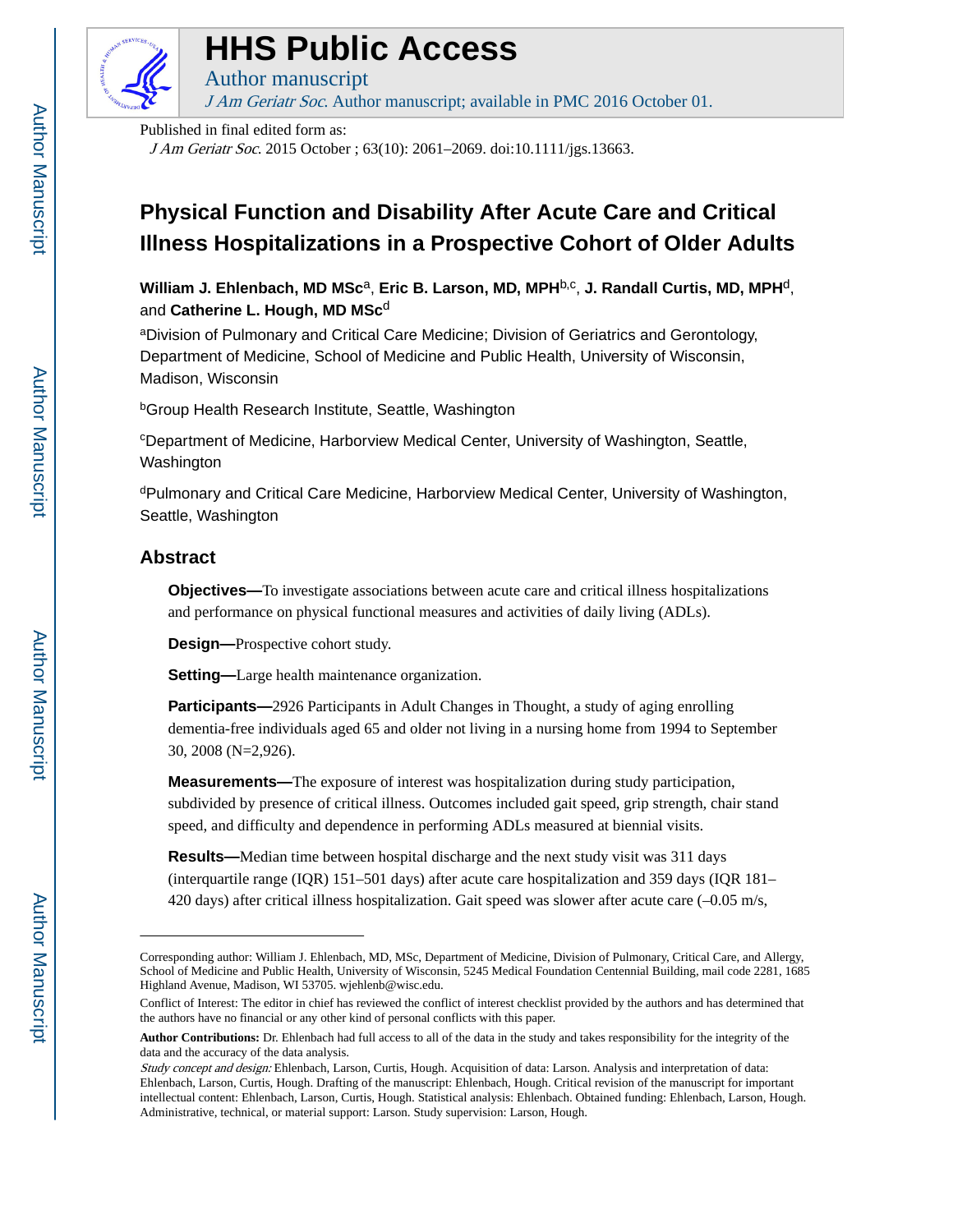# HHS Public Access

Author manuscript

*J Am Geriatr Soc*. Author manuscript; available in PMC 2016 October 01.

Published in final edited form as:

*J Am Geriatr Soc*. 2015 October ; 63(10): 2061–2069. doi:10.1111/jgs.13663.

# Physical Function and Disability After Acute Care and Critical Illness Hospitalizations in a Prospective Cohort of Older Adults

**William J. Ehlenbach, MD MSc**[a], **Eric B. Larson, MD, MPH**[b,c], **J. Randall Curtis, MD, MPH**[d], and **Catherine L. Hough, MD MSc**[d]

[a]Division of Pulmonary and Critical Care Medicine; Division of Geriatrics and Gerontology, Department of Medicine, School of Medicine and Public Health, University of Wisconsin, Madison, Wisconsin

[b]Group Health Research Institute, Seattle, Washington

[c]Department of Medicine, Harborview Medical Center, University of Washington, Seattle, Washington

[d]Pulmonary and Critical Care Medicine, Harborview Medical Center, University of Washington, Seattle, Washington

## Abstract

**Objectives—**To investigate associations between acute care and critical illness hospitalizations and performance on physical functional measures and activities of daily living (ADLs).

**Design—**Prospective cohort study.

**Setting—**Large health maintenance organization.

**Participants—**2926 Participants in Adult Changes in Thought, a study of aging enrolling dementia-free individuals aged 65 and older not living in a nursing home from 1994 to September 30, 2008 (N=2,926).

**Measurements—**The exposure of interest was hospitalization during study participation, subdivided by presence of critical illness. Outcomes included gait speed, grip strength, chair stand speed, and difficulty and dependence in performing ADLs measured at biennial visits.

**Results—**Median time between hospital discharge and the next study visit was 311 days (interquartile range (IQR) 151–501 days) after acute care hospitalization and 359 days (IQR 181–420 days) after critical illness hospitalization. Gait speed was slower after acute care (–0.05 m/s,

---

Corresponding author: William J. Ehlenbach, MD, MSc, Department of Medicine, Division of Pulmonary, Critical Care, and Allergy, School of Medicine and Public Health, University of Wisconsin, 5245 Medical Foundation Centennial Building, mail code 2281, 1685 Highland Avenue, Madison, WI 53705. wjehlenb@wisc.edu.

Conflict of Interest: The editor in chief has reviewed the conflict of interest checklist provided by the authors and has determined that the authors have no financial or any other kind of personal conflicts with this paper.

**Author Contributions:** Dr. Ehlenbach had full access to all of the data in the study and takes responsibility for the integrity of the data and the accuracy of the data analysis.

*Study concept and design:* Ehlenbach, Larson, Curtis, Hough. Acquisition of data: Larson. Analysis and interpretation of data: Ehlenbach, Larson, Curtis, Hough. Drafting of the manuscript: Ehlenbach, Hough. Critical revision of the manuscript for important intellectual content: Ehlenbach, Larson, Curtis, Hough. Statistical analysis: Ehlenbach. Obtained funding: Ehlenbach, Larson, Hough. Administrative, technical, or material support: Larson. Study supervision: Larson, Hough.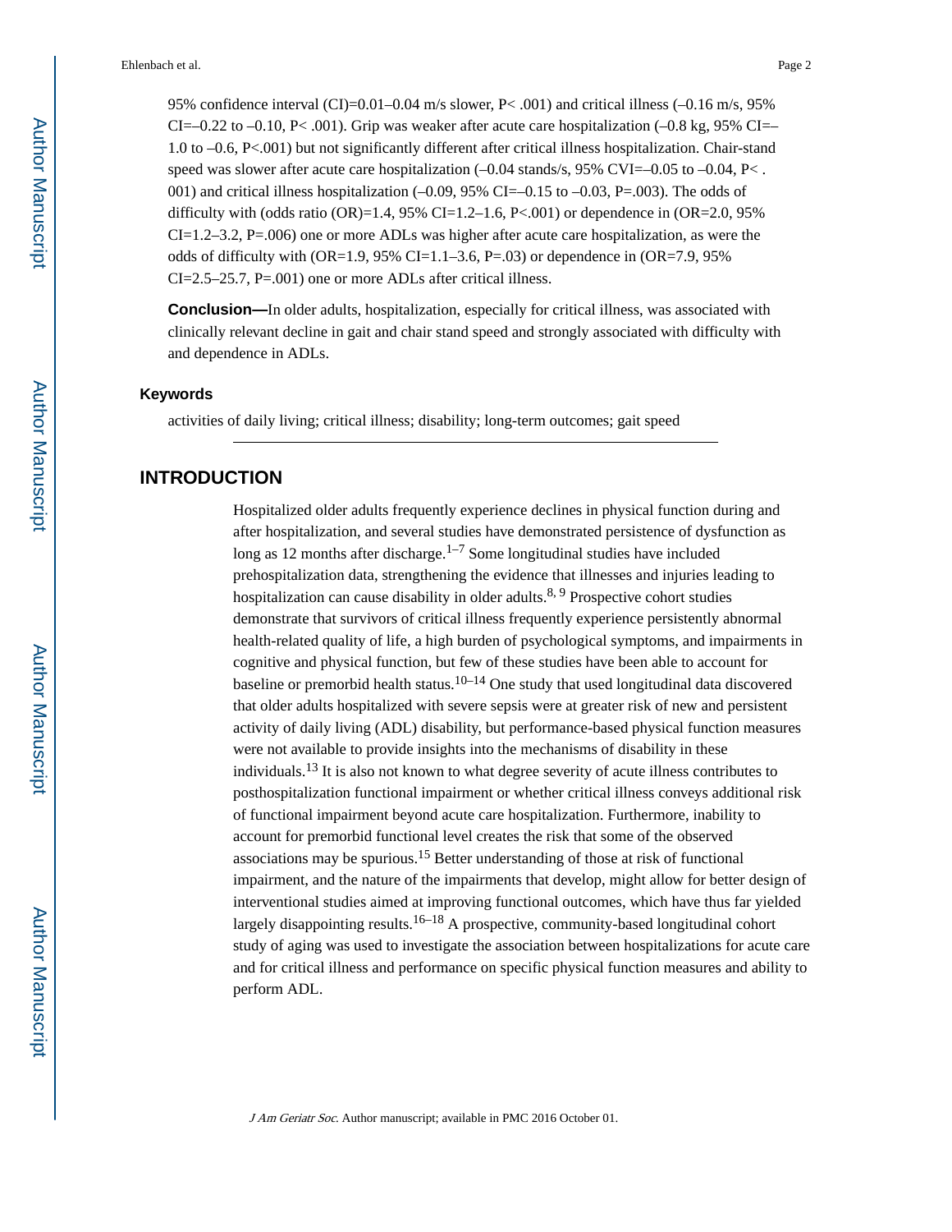95% confidence interval (CI)=0.01–0.04 m/s slower, P< .001) and critical illness (–0.16 m/s, 95% CI=–0.22 to –0.10, P< .001). Grip was weaker after acute care hospitalization (–0.8 kg, 95% CI=–1.0 to –0.6, P<.001) but not significantly different after critical illness hospitalization. Chair-stand speed was slower after acute care hospitalization (–0.04 stands/s, 95% CVI=–0.05 to –0.04, P< .001) and critical illness hospitalization (–0.09, 95% CI=–0.15 to –0.03, P=.003). The odds of difficulty with (odds ratio (OR)=1.4, 95% CI=1.2–1.6, P<.001) or dependence in (OR=2.0, 95% CI=1.2–3.2, P=.006) one or more ADLs was higher after acute care hospitalization, as were the odds of difficulty with (OR=1.9, 95% CI=1.1–3.6, P=.03) or dependence in (OR=7.9, 95% CI=2.5–25.7, P=.001) one or more ADLs after critical illness.

**Conclusion—**In older adults, hospitalization, especially for critical illness, was associated with clinically relevant decline in gait and chair stand speed and strongly associated with difficulty with and dependence in ADLs.

### Keywords

activities of daily living; critical illness; disability; long-term outcomes; gait speed

## INTRODUCTION

Hospitalized older adults frequently experience declines in physical function during and after hospitalization, and several studies have demonstrated persistence of dysfunction as long as 12 months after discharge.[1–7] Some longitudinal studies have included prehospitalization data, strengthening the evidence that illnesses and injuries leading to hospitalization can cause disability in older adults.[8, 9] Prospective cohort studies demonstrate that survivors of critical illness frequently experience persistently abnormal health-related quality of life, a high burden of psychological symptoms, and impairments in cognitive and physical function, but few of these studies have been able to account for baseline or premorbid health status.[10–14] One study that used longitudinal data discovered that older adults hospitalized with severe sepsis were at greater risk of new and persistent activity of daily living (ADL) disability, but performance-based physical function measures were not available to provide insights into the mechanisms of disability in these individuals.[13] It is also not known to what degree severity of acute illness contributes to posthospitalization functional impairment or whether critical illness conveys additional risk of functional impairment beyond acute care hospitalization. Furthermore, inability to account for premorbid functional level creates the risk that some of the observed associations may be spurious.[15] Better understanding of those at risk of functional impairment, and the nature of the impairments that develop, might allow for better design of interventional studies aimed at improving functional outcomes, which have thus far yielded largely disappointing results.[16–18] A prospective, community-based longitudinal cohort study of aging was used to investigate the association between hospitalizations for acute care and for critical illness and performance on specific physical function measures and ability to perform ADL.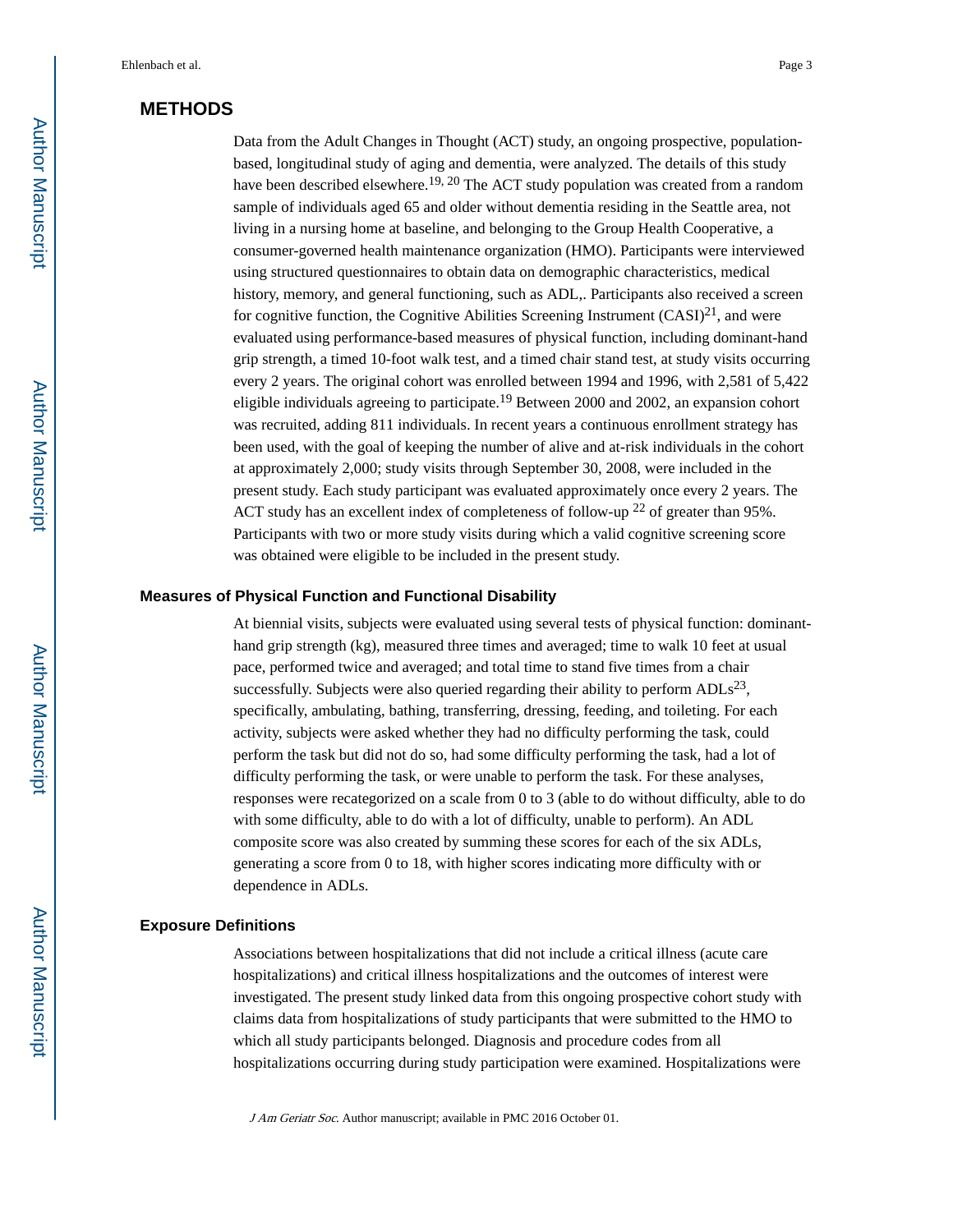## METHODS

Data from the Adult Changes in Thought (ACT) study, an ongoing prospective, population-based, longitudinal study of aging and dementia, were analyzed. The details of this study have been described elsewhere.[19, 20] The ACT study population was created from a random sample of individuals aged 65 and older without dementia residing in the Seattle area, not living in a nursing home at baseline, and belonging to the Group Health Cooperative, a consumer-governed health maintenance organization (HMO). Participants were interviewed using structured questionnaires to obtain data on demographic characteristics, medical history, memory, and general functioning, such as ADL,. Participants also received a screen for cognitive function, the Cognitive Abilities Screening Instrument (CASI)[21], and were evaluated using performance-based measures of physical function, including dominant-hand grip strength, a timed 10-foot walk test, and a timed chair stand test, at study visits occurring every 2 years. The original cohort was enrolled between 1994 and 1996, with 2,581 of 5,422 eligible individuals agreeing to participate.[19] Between 2000 and 2002, an expansion cohort was recruited, adding 811 individuals. In recent years a continuous enrollment strategy has been used, with the goal of keeping the number of alive and at-risk individuals in the cohort at approximately 2,000; study visits through September 30, 2008, were included in the present study. Each study participant was evaluated approximately once every 2 years. The ACT study has an excellent index of completeness of follow-up [22] of greater than 95%. Participants with two or more study visits during which a valid cognitive screening score was obtained were eligible to be included in the present study.

### Measures of Physical Function and Functional Disability

At biennial visits, subjects were evaluated using several tests of physical function: dominant-hand grip strength (kg), measured three times and averaged; time to walk 10 feet at usual pace, performed twice and averaged; and total time to stand five times from a chair successfully. Subjects were also queried regarding their ability to perform ADLs[23], specifically, ambulating, bathing, transferring, dressing, feeding, and toileting. For each activity, subjects were asked whether they had no difficulty performing the task, could perform the task but did not do so, had some difficulty performing the task, had a lot of difficulty performing the task, or were unable to perform the task. For these analyses, responses were recategorized on a scale from 0 to 3 (able to do without difficulty, able to do with some difficulty, able to do with a lot of difficulty, unable to perform). An ADL composite score was also created by summing these scores for each of the six ADLs, generating a score from 0 to 18, with higher scores indicating more difficulty with or dependence in ADLs.

### Exposure Definitions

Associations between hospitalizations that did not include a critical illness (acute care hospitalizations) and critical illness hospitalizations and the outcomes of interest were investigated. The present study linked data from this ongoing prospective cohort study with claims data from hospitalizations of study participants that were submitted to the HMO to which all study participants belonged. Diagnosis and procedure codes from all hospitalizations occurring during study participation were examined. Hospitalizations were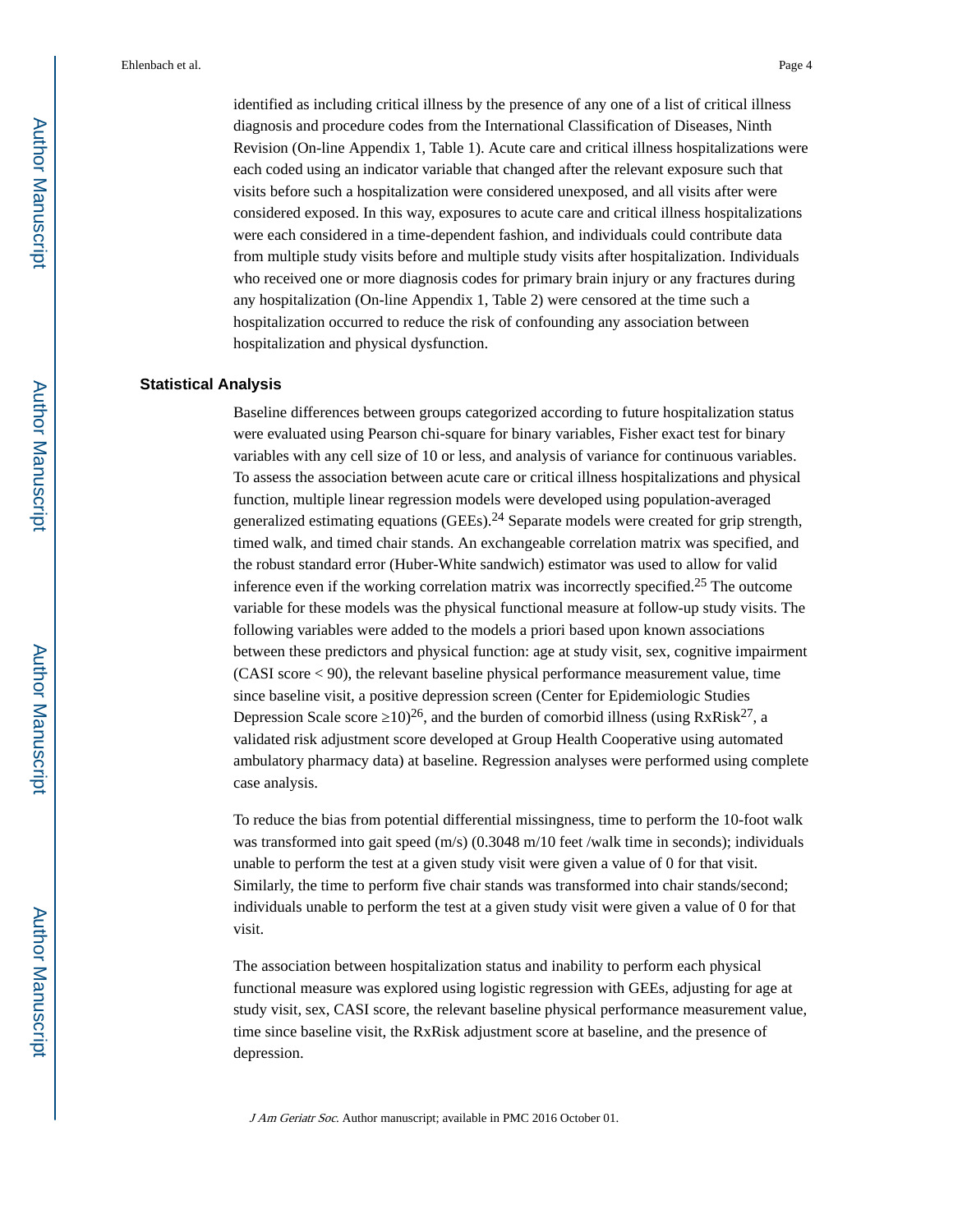identified as including critical illness by the presence of any one of a list of critical illness diagnosis and procedure codes from the International Classification of Diseases, Ninth Revision (On-line Appendix 1, Table 1). Acute care and critical illness hospitalizations were each coded using an indicator variable that changed after the relevant exposure such that visits before such a hospitalization were considered unexposed, and all visits after were considered exposed. In this way, exposures to acute care and critical illness hospitalizations were each considered in a time-dependent fashion, and individuals could contribute data from multiple study visits before and multiple study visits after hospitalization. Individuals who received one or more diagnosis codes for primary brain injury or any fractures during any hospitalization (On-line Appendix 1, Table 2) were censored at the time such a hospitalization occurred to reduce the risk of confounding any association between hospitalization and physical dysfunction.

## Statistical Analysis

Baseline differences between groups categorized according to future hospitalization status were evaluated using Pearson chi-square for binary variables, Fisher exact test for binary variables with any cell size of 10 or less, and analysis of variance for continuous variables. To assess the association between acute care or critical illness hospitalizations and physical function, multiple linear regression models were developed using population-averaged generalized estimating equations (GEEs).[24] Separate models were created for grip strength, timed walk, and timed chair stands. An exchangeable correlation matrix was specified, and the robust standard error (Huber-White sandwich) estimator was used to allow for valid inference even if the working correlation matrix was incorrectly specified.[25] The outcome variable for these models was the physical functional measure at follow-up study visits. The following variables were added to the models a priori based upon known associations between these predictors and physical function: age at study visit, sex, cognitive impairment (CASI score < 90), the relevant baseline physical performance measurement value, time since baseline visit, a positive depression screen (Center for Epidemiologic Studies Depression Scale score ≥10)[26], and the burden of comorbid illness (using RxRisk[27], a validated risk adjustment score developed at Group Health Cooperative using automated ambulatory pharmacy data) at baseline. Regression analyses were performed using complete case analysis.

To reduce the bias from potential differential missingness, time to perform the 10-foot walk was transformed into gait speed (m/s) (0.3048 m/10 feet /walk time in seconds); individuals unable to perform the test at a given study visit were given a value of 0 for that visit. Similarly, the time to perform five chair stands was transformed into chair stands/second; individuals unable to perform the test at a given study visit were given a value of 0 for that visit.

The association between hospitalization status and inability to perform each physical functional measure was explored using logistic regression with GEEs, adjusting for age at study visit, sex, CASI score, the relevant baseline physical performance measurement value, time since baseline visit, the RxRisk adjustment score at baseline, and the presence of depression.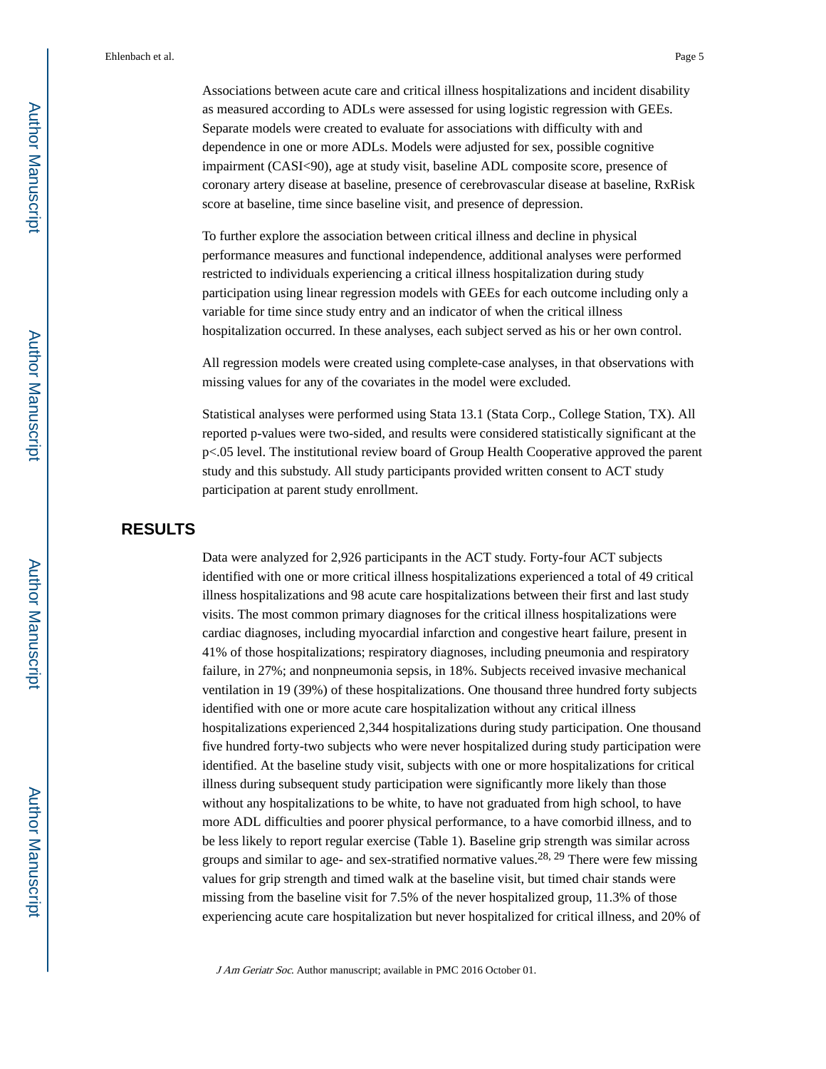Associations between acute care and critical illness hospitalizations and incident disability as measured according to ADLs were assessed for using logistic regression with GEEs. Separate models were created to evaluate for associations with difficulty with and dependence in one or more ADLs. Models were adjusted for sex, possible cognitive impairment (CASI<90), age at study visit, baseline ADL composite score, presence of coronary artery disease at baseline, presence of cerebrovascular disease at baseline, RxRisk score at baseline, time since baseline visit, and presence of depression.

To further explore the association between critical illness and decline in physical performance measures and functional independence, additional analyses were performed restricted to individuals experiencing a critical illness hospitalization during study participation using linear regression models with GEEs for each outcome including only a variable for time since study entry and an indicator of when the critical illness hospitalization occurred. In these analyses, each subject served as his or her own control.

All regression models were created using complete-case analyses, in that observations with missing values for any of the covariates in the model were excluded.

Statistical analyses were performed using Stata 13.1 (Stata Corp., College Station, TX). All reported p-values were two-sided, and results were considered statistically significant at the p<.05 level. The institutional review board of Group Health Cooperative approved the parent study and this substudy. All study participants provided written consent to ACT study participation at parent study enrollment.

## RESULTS

Data were analyzed for 2,926 participants in the ACT study. Forty-four ACT subjects identified with one or more critical illness hospitalizations experienced a total of 49 critical illness hospitalizations and 98 acute care hospitalizations between their first and last study visits. The most common primary diagnoses for the critical illness hospitalizations were cardiac diagnoses, including myocardial infarction and congestive heart failure, present in 41% of those hospitalizations; respiratory diagnoses, including pneumonia and respiratory failure, in 27%; and nonpneumonia sepsis, in 18%. Subjects received invasive mechanical ventilation in 19 (39%) of these hospitalizations. One thousand three hundred forty subjects identified with one or more acute care hospitalization without any critical illness hospitalizations experienced 2,344 hospitalizations during study participation. One thousand five hundred forty-two subjects who were never hospitalized during study participation were identified. At the baseline study visit, subjects with one or more hospitalizations for critical illness during subsequent study participation were significantly more likely than those without any hospitalizations to be white, to have not graduated from high school, to have more ADL difficulties and poorer physical performance, to a have comorbid illness, and to be less likely to report regular exercise (Table 1). Baseline grip strength was similar across groups and similar to age- and sex-stratified normative values.[28, 29] There were few missing values for grip strength and timed walk at the baseline visit, but timed chair stands were missing from the baseline visit for 7.5% of the never hospitalized group, 11.3% of those experiencing acute care hospitalization but never hospitalized for critical illness, and 20% of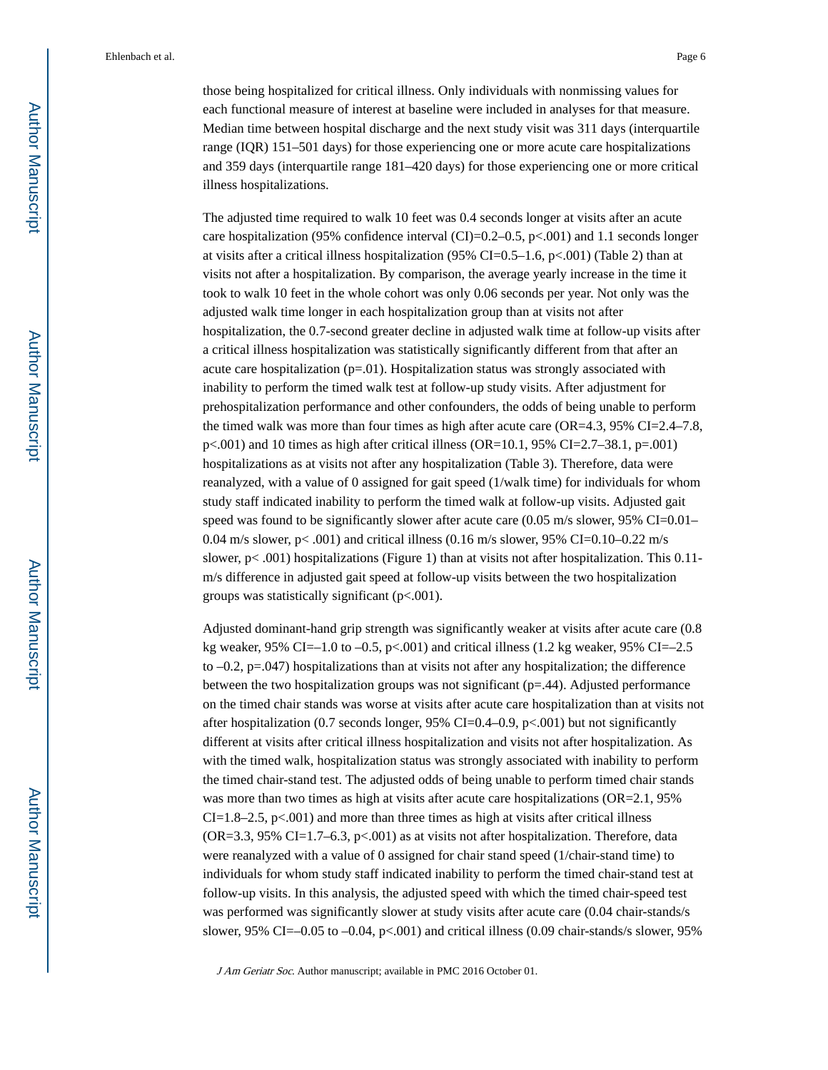those being hospitalized for critical illness. Only individuals with nonmissing values for each functional measure of interest at baseline were included in analyses for that measure. Median time between hospital discharge and the next study visit was 311 days (interquartile range (IQR) 151–501 days) for those experiencing one or more acute care hospitalizations and 359 days (interquartile range 181–420 days) for those experiencing one or more critical illness hospitalizations.

The adjusted time required to walk 10 feet was 0.4 seconds longer at visits after an acute care hospitalization (95% confidence interval (CI)=0.2–0.5, p<.001) and 1.1 seconds longer at visits after a critical illness hospitalization (95% CI=0.5–1.6, p<.001) (Table 2) than at visits not after a hospitalization. By comparison, the average yearly increase in the time it took to walk 10 feet in the whole cohort was only 0.06 seconds per year. Not only was the adjusted walk time longer in each hospitalization group than at visits not after hospitalization, the 0.7-second greater decline in adjusted walk time at follow-up visits after a critical illness hospitalization was statistically significantly different from that after an acute care hospitalization (p=.01). Hospitalization status was strongly associated with inability to perform the timed walk test at follow-up study visits. After adjustment for prehospitalization performance and other confounders, the odds of being unable to perform the timed walk was more than four times as high after acute care (OR=4.3, 95% CI=2.4–7.8, p<.001) and 10 times as high after critical illness (OR=10.1, 95% CI=2.7–38.1, p=.001) hospitalizations as at visits not after any hospitalization (Table 3). Therefore, data were reanalyzed, with a value of 0 assigned for gait speed (1/walk time) for individuals for whom study staff indicated inability to perform the timed walk at follow-up visits. Adjusted gait speed was found to be significantly slower after acute care (0.05 m/s slower, 95% CI=0.01–0.04 m/s slower, p< .001) and critical illness (0.16 m/s slower, 95% CI=0.10–0.22 m/s slower, p< .001) hospitalizations (Figure 1) than at visits not after hospitalization. This 0.11-m/s difference in adjusted gait speed at follow-up visits between the two hospitalization groups was statistically significant (p<.001).

Adjusted dominant-hand grip strength was significantly weaker at visits after acute care (0.8 kg weaker, 95% CI=–1.0 to –0.5, p<.001) and critical illness (1.2 kg weaker, 95% CI=–2.5 to –0.2, p=.047) hospitalizations than at visits not after any hospitalization; the difference between the two hospitalization groups was not significant (p=.44). Adjusted performance on the timed chair stands was worse at visits after acute care hospitalization than at visits not after hospitalization (0.7 seconds longer, 95% CI=0.4–0.9, p<.001) but not significantly different at visits after critical illness hospitalization and visits not after hospitalization. As with the timed walk, hospitalization status was strongly associated with inability to perform the timed chair-stand test. The adjusted odds of being unable to perform timed chair stands was more than two times as high at visits after acute care hospitalizations (OR=2.1, 95% CI=1.8–2.5, p<.001) and more than three times as high at visits after critical illness (OR=3.3, 95% CI=1.7–6.3, p<.001) as at visits not after hospitalization. Therefore, data were reanalyzed with a value of 0 assigned for chair stand speed (1/chair-stand time) to individuals for whom study staff indicated inability to perform the timed chair-stand test at follow-up visits. In this analysis, the adjusted speed with which the timed chair-speed test was performed was significantly slower at study visits after acute care (0.04 chair-stands/s slower, 95% CI=–0.05 to –0.04, p<.001) and critical illness (0.09 chair-stands/s slower, 95%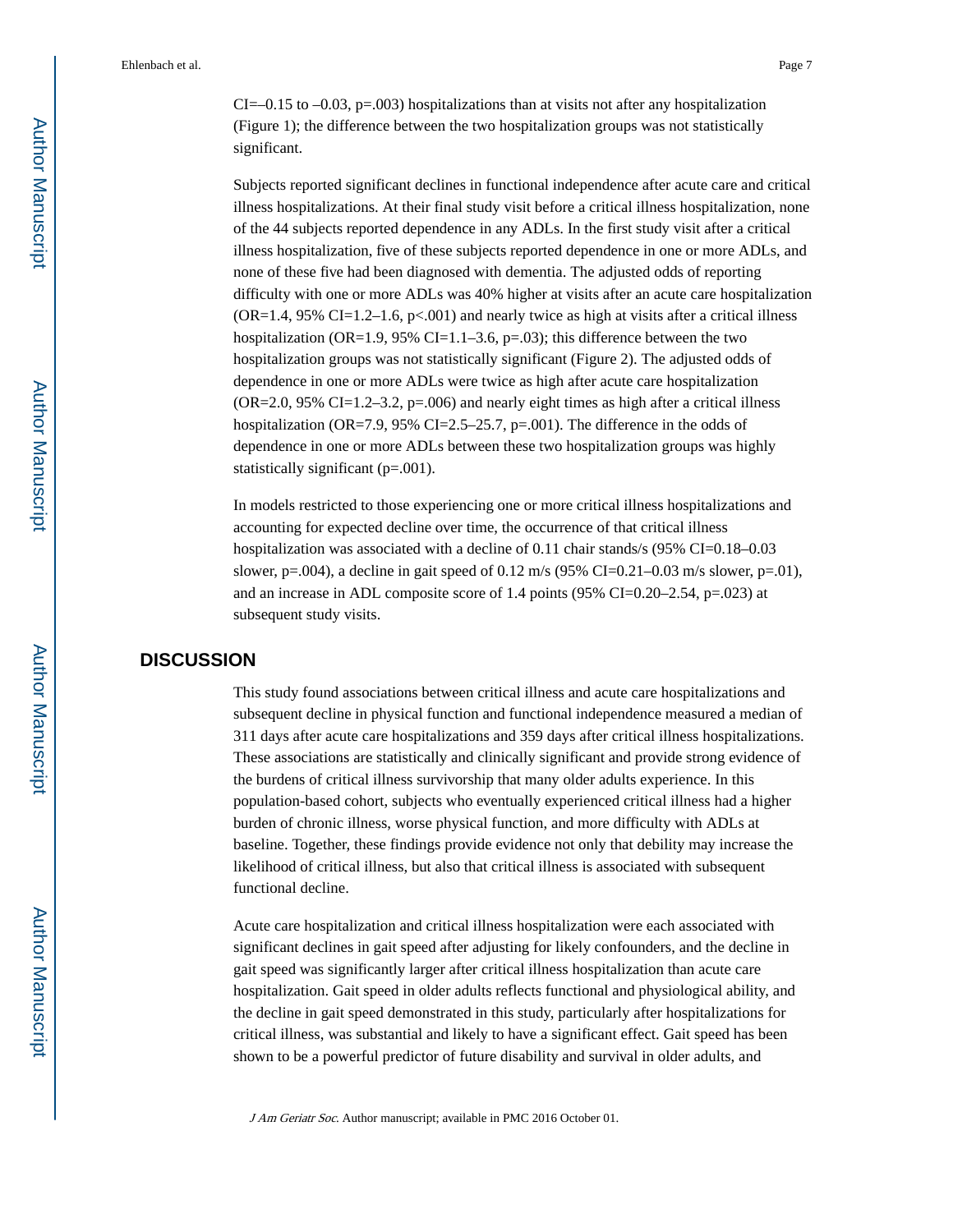CI=–0.15 to –0.03, p=.003) hospitalizations than at visits not after any hospitalization (Figure 1); the difference between the two hospitalization groups was not statistically significant.

Subjects reported significant declines in functional independence after acute care and critical illness hospitalizations. At their final study visit before a critical illness hospitalization, none of the 44 subjects reported dependence in any ADLs. In the first study visit after a critical illness hospitalization, five of these subjects reported dependence in one or more ADLs, and none of these five had been diagnosed with dementia. The adjusted odds of reporting difficulty with one or more ADLs was 40% higher at visits after an acute care hospitalization (OR=1.4, 95% CI=1.2–1.6, p<.001) and nearly twice as high at visits after a critical illness hospitalization (OR=1.9, 95% CI=1.1–3.6, p=.03); this difference between the two hospitalization groups was not statistically significant (Figure 2). The adjusted odds of dependence in one or more ADLs were twice as high after acute care hospitalization (OR=2.0, 95% CI=1.2–3.2, p=.006) and nearly eight times as high after a critical illness hospitalization (OR=7.9, 95% CI=2.5–25.7, p=.001). The difference in the odds of dependence in one or more ADLs between these two hospitalization groups was highly statistically significant (p=.001).

In models restricted to those experiencing one or more critical illness hospitalizations and accounting for expected decline over time, the occurrence of that critical illness hospitalization was associated with a decline of 0.11 chair stands/s (95% CI=0.18–0.03 slower, p=.004), a decline in gait speed of 0.12 m/s (95% CI=0.21–0.03 m/s slower, p=.01), and an increase in ADL composite score of 1.4 points (95% CI=0.20–2.54, p=.023) at subsequent study visits.

## DISCUSSION

This study found associations between critical illness and acute care hospitalizations and subsequent decline in physical function and functional independence measured a median of 311 days after acute care hospitalizations and 359 days after critical illness hospitalizations. These associations are statistically and clinically significant and provide strong evidence of the burdens of critical illness survivorship that many older adults experience. In this population-based cohort, subjects who eventually experienced critical illness had a higher burden of chronic illness, worse physical function, and more difficulty with ADLs at baseline. Together, these findings provide evidence not only that debility may increase the likelihood of critical illness, but also that critical illness is associated with subsequent functional decline.

Acute care hospitalization and critical illness hospitalization were each associated with significant declines in gait speed after adjusting for likely confounders, and the decline in gait speed was significantly larger after critical illness hospitalization than acute care hospitalization. Gait speed in older adults reflects functional and physiological ability, and the decline in gait speed demonstrated in this study, particularly after hospitalizations for critical illness, was substantial and likely to have a significant effect. Gait speed has been shown to be a powerful predictor of future disability and survival in older adults, and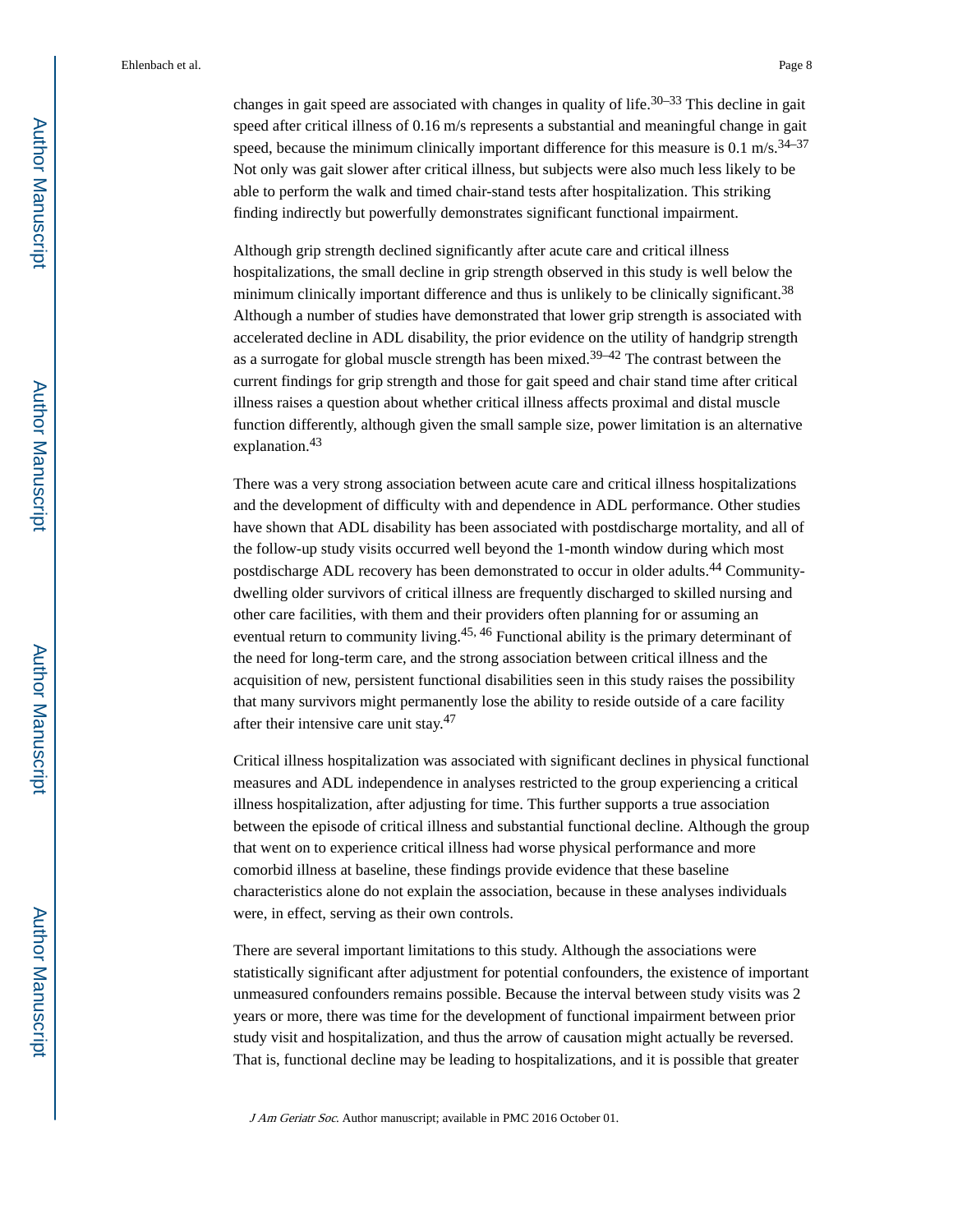changes in gait speed are associated with changes in quality of life.[30–33] This decline in gait speed after critical illness of 0.16 m/s represents a substantial and meaningful change in gait speed, because the minimum clinically important difference for this measure is 0.1 m/s.[34–37] Not only was gait slower after critical illness, but subjects were also much less likely to be able to perform the walk and timed chair-stand tests after hospitalization. This striking finding indirectly but powerfully demonstrates significant functional impairment.

Although grip strength declined significantly after acute care and critical illness hospitalizations, the small decline in grip strength observed in this study is well below the minimum clinically important difference and thus is unlikely to be clinically significant.[38] Although a number of studies have demonstrated that lower grip strength is associated with accelerated decline in ADL disability, the prior evidence on the utility of handgrip strength as a surrogate for global muscle strength has been mixed.[39–42] The contrast between the current findings for grip strength and those for gait speed and chair stand time after critical illness raises a question about whether critical illness affects proximal and distal muscle function differently, although given the small sample size, power limitation is an alternative explanation.[43]

There was a very strong association between acute care and critical illness hospitalizations and the development of difficulty with and dependence in ADL performance. Other studies have shown that ADL disability has been associated with postdischarge mortality, and all of the follow-up study visits occurred well beyond the 1-month window during which most postdischarge ADL recovery has been demonstrated to occur in older adults.[44] Community-dwelling older survivors of critical illness are frequently discharged to skilled nursing and other care facilities, with them and their providers often planning for or assuming an eventual return to community living.[45, 46] Functional ability is the primary determinant of the need for long-term care, and the strong association between critical illness and the acquisition of new, persistent functional disabilities seen in this study raises the possibility that many survivors might permanently lose the ability to reside outside of a care facility after their intensive care unit stay.[47]

Critical illness hospitalization was associated with significant declines in physical functional measures and ADL independence in analyses restricted to the group experiencing a critical illness hospitalization, after adjusting for time. This further supports a true association between the episode of critical illness and substantial functional decline. Although the group that went on to experience critical illness had worse physical performance and more comorbid illness at baseline, these findings provide evidence that these baseline characteristics alone do not explain the association, because in these analyses individuals were, in effect, serving as their own controls.

There are several important limitations to this study. Although the associations were statistically significant after adjustment for potential confounders, the existence of important unmeasured confounders remains possible. Because the interval between study visits was 2 years or more, there was time for the development of functional impairment between prior study visit and hospitalization, and thus the arrow of causation might actually be reversed. That is, functional decline may be leading to hospitalizations, and it is possible that greater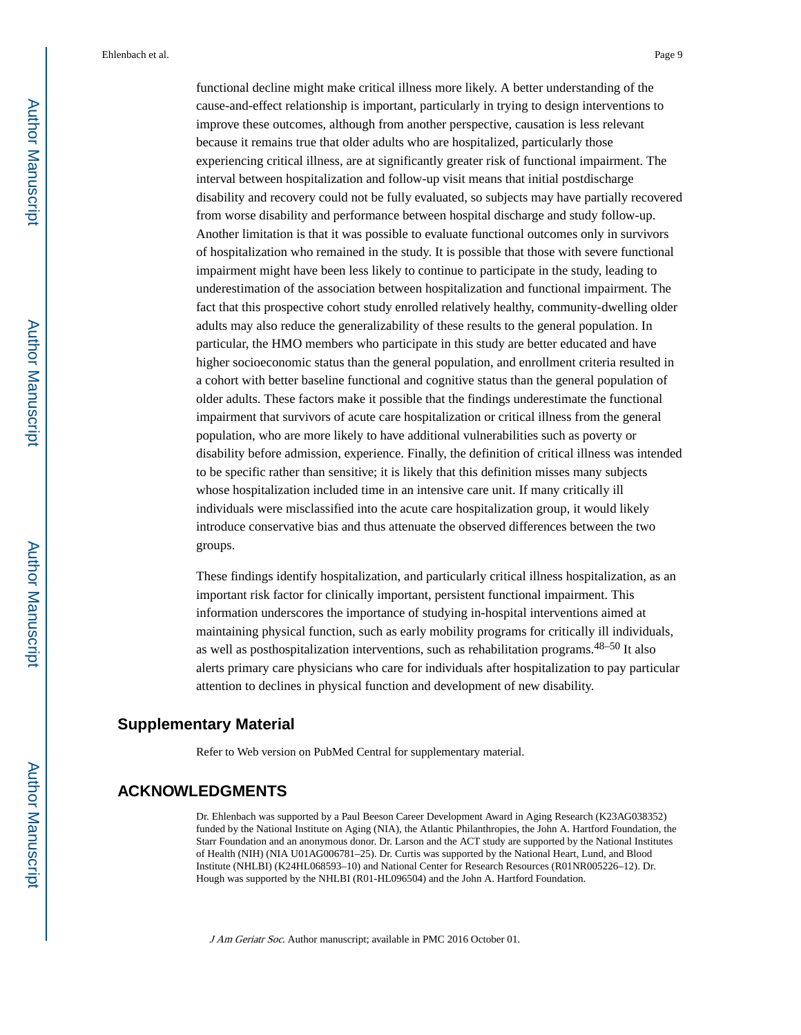functional decline might make critical illness more likely. A better understanding of the cause-and-effect relationship is important, particularly in trying to design interventions to improve these outcomes, although from another perspective, causation is less relevant because it remains true that older adults who are hospitalized, particularly those experiencing critical illness, are at significantly greater risk of functional impairment. The interval between hospitalization and follow-up visit means that initial postdischarge disability and recovery could not be fully evaluated, so subjects may have partially recovered from worse disability and performance between hospital discharge and study follow-up. Another limitation is that it was possible to evaluate functional outcomes only in survivors of hospitalization who remained in the study. It is possible that those with severe functional impairment might have been less likely to continue to participate in the study, leading to underestimation of the association between hospitalization and functional impairment. The fact that this prospective cohort study enrolled relatively healthy, community-dwelling older adults may also reduce the generalizability of these results to the general population. In particular, the HMO members who participate in this study are better educated and have higher socioeconomic status than the general population, and enrollment criteria resulted in a cohort with better baseline functional and cognitive status than the general population of older adults. These factors make it possible that the findings underestimate the functional impairment that survivors of acute care hospitalization or critical illness from the general population, who are more likely to have additional vulnerabilities such as poverty or disability before admission, experience. Finally, the definition of critical illness was intended to be specific rather than sensitive; it is likely that this definition misses many subjects whose hospitalization included time in an intensive care unit. If many critically ill individuals were misclassified into the acute care hospitalization group, it would likely introduce conservative bias and thus attenuate the observed differences between the two groups.

These findings identify hospitalization, and particularly critical illness hospitalization, as an important risk factor for clinically important, persistent functional impairment. This information underscores the importance of studying in-hospital interventions aimed at maintaining physical function, such as early mobility programs for critically ill individuals, as well as posthospitalization interventions, such as rehabilitation programs.[48–50] It also alerts primary care physicians who care for individuals after hospitalization to pay particular attention to declines in physical function and development of new disability.

## Supplementary Material

Refer to Web version on PubMed Central for supplementary material.

## ACKNOWLEDGMENTS

Dr. Ehlenbach was supported by a Paul Beeson Career Development Award in Aging Research (K23AG038352) funded by the National Institute on Aging (NIA), the Atlantic Philanthropies, the John A. Hartford Foundation, the Starr Foundation and an anonymous donor. Dr. Larson and the ACT study are supported by the National Institutes of Health (NIH) (NIA U01AG006781–25). Dr. Curtis was supported by the National Heart, Lund, and Blood Institute (NHLBI) (K24HL068593–10) and National Center for Research Resources (R01NR005226–12). Dr. Hough was supported by the NHLBI (R01-HL096504) and the John A. Hartford Foundation.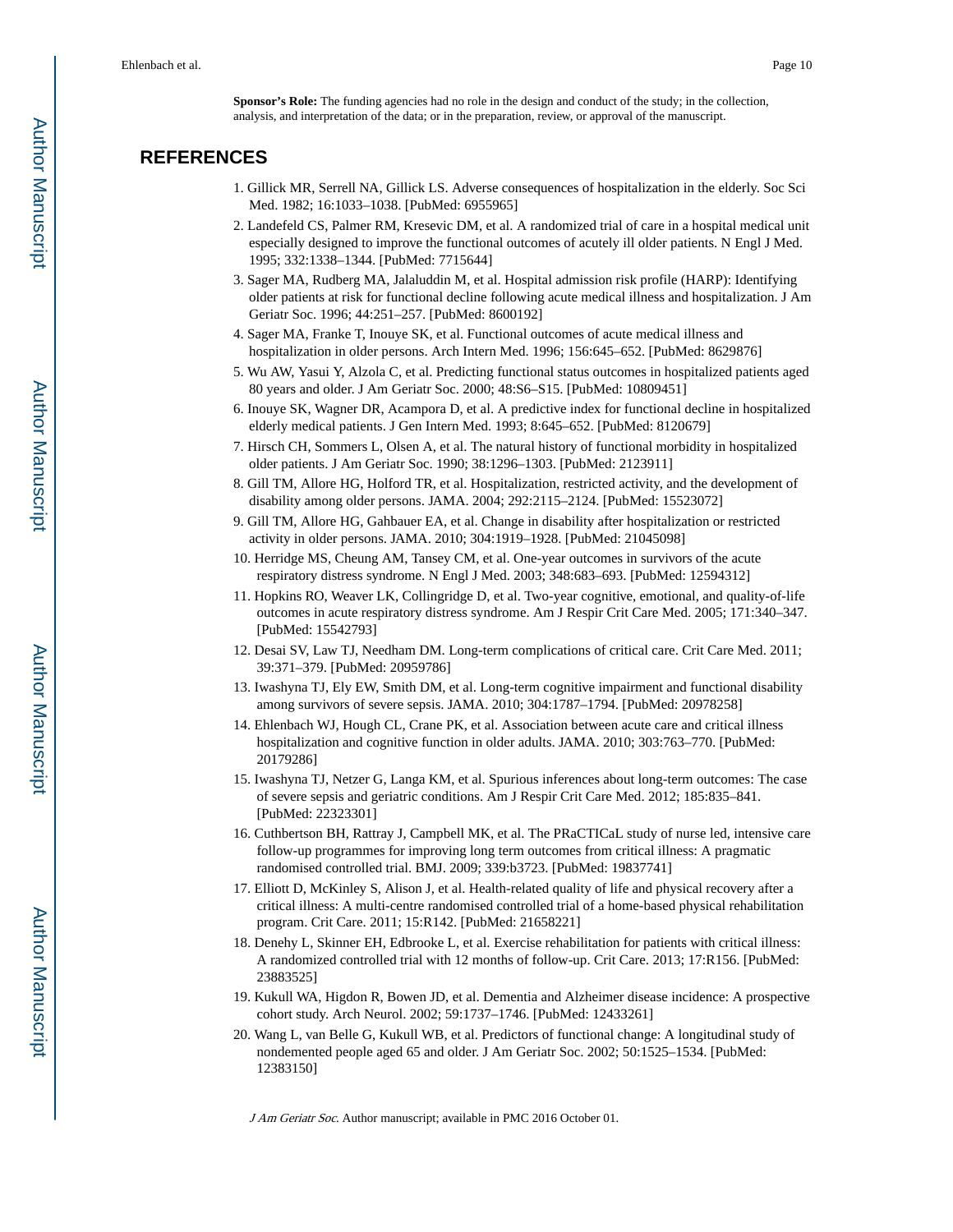**Sponsor's Role:** The funding agencies had no role in the design and conduct of the study; in the collection, analysis, and interpretation of the data; or in the preparation, review, or approval of the manuscript.

# REFERENCES

1. Gillick MR, Serrell NA, Gillick LS. Adverse consequences of hospitalization in the elderly. Soc Sci Med. 1982; 16:1033–1038. [PubMed: 6955965]
2. Landefeld CS, Palmer RM, Kresevic DM, et al. A randomized trial of care in a hospital medical unit especially designed to improve the functional outcomes of acutely ill older patients. N Engl J Med. 1995; 332:1338–1344. [PubMed: 7715644]
3. Sager MA, Rudberg MA, Jalaluddin M, et al. Hospital admission risk profile (HARP): Identifying older patients at risk for functional decline following acute medical illness and hospitalization. J Am Geriatr Soc. 1996; 44:251–257. [PubMed: 8600192]
4. Sager MA, Franke T, Inouye SK, et al. Functional outcomes of acute medical illness and hospitalization in older persons. Arch Intern Med. 1996; 156:645–652. [PubMed: 8629876]
5. Wu AW, Yasui Y, Alzola C, et al. Predicting functional status outcomes in hospitalized patients aged 80 years and older. J Am Geriatr Soc. 2000; 48:S6–S15. [PubMed: 10809451]
6. Inouye SK, Wagner DR, Acampora D, et al. A predictive index for functional decline in hospitalized elderly medical patients. J Gen Intern Med. 1993; 8:645–652. [PubMed: 8120679]
7. Hirsch CH, Sommers L, Olsen A, et al. The natural history of functional morbidity in hospitalized older patients. J Am Geriatr Soc. 1990; 38:1296–1303. [PubMed: 2123911]
8. Gill TM, Allore HG, Holford TR, et al. Hospitalization, restricted activity, and the development of disability among older persons. JAMA. 2004; 292:2115–2124. [PubMed: 15523072]
9. Gill TM, Allore HG, Gahbauer EA, et al. Change in disability after hospitalization or restricted activity in older persons. JAMA. 2010; 304:1919–1928. [PubMed: 21045098]
10. Herridge MS, Cheung AM, Tansey CM, et al. One-year outcomes in survivors of the acute respiratory distress syndrome. N Engl J Med. 2003; 348:683–693. [PubMed: 12594312]
11. Hopkins RO, Weaver LK, Collingridge D, et al. Two-year cognitive, emotional, and quality-of-life outcomes in acute respiratory distress syndrome. Am J Respir Crit Care Med. 2005; 171:340–347. [PubMed: 15542793]
12. Desai SV, Law TJ, Needham DM. Long-term complications of critical care. Crit Care Med. 2011; 39:371–379. [PubMed: 20959786]
13. Iwashyna TJ, Ely EW, Smith DM, et al. Long-term cognitive impairment and functional disability among survivors of severe sepsis. JAMA. 2010; 304:1787–1794. [PubMed: 20978258]
14. Ehlenbach WJ, Hough CL, Crane PK, et al. Association between acute care and critical illness hospitalization and cognitive function in older adults. JAMA. 2010; 303:763–770. [PubMed: 20179286]
15. Iwashyna TJ, Netzer G, Langa KM, et al. Spurious inferences about long-term outcomes: The case of severe sepsis and geriatric conditions. Am J Respir Crit Care Med. 2012; 185:835–841. [PubMed: 22323301]
16. Cuthbertson BH, Rattray J, Campbell MK, et al. The PRaCTICaL study of nurse led, intensive care follow-up programmes for improving long term outcomes from critical illness: A pragmatic randomised controlled trial. BMJ. 2009; 339:b3723. [PubMed: 19837741]
17. Elliott D, McKinley S, Alison J, et al. Health-related quality of life and physical recovery after a critical illness: A multi-centre randomised controlled trial of a home-based physical rehabilitation program. Crit Care. 2011; 15:R142. [PubMed: 21658221]
18. Denehy L, Skinner EH, Edbrooke L, et al. Exercise rehabilitation for patients with critical illness: A randomized controlled trial with 12 months of follow-up. Crit Care. 2013; 17:R156. [PubMed: 23883525]
19. Kukull WA, Higdon R, Bowen JD, et al. Dementia and Alzheimer disease incidence: A prospective cohort study. Arch Neurol. 2002; 59:1737–1746. [PubMed: 12433261]
20. Wang L, van Belle G, Kukull WB, et al. Predictors of functional change: A longitudinal study of nondemented people aged 65 and older. J Am Geriatr Soc. 2002; 50:1525–1534. [PubMed: 12383150]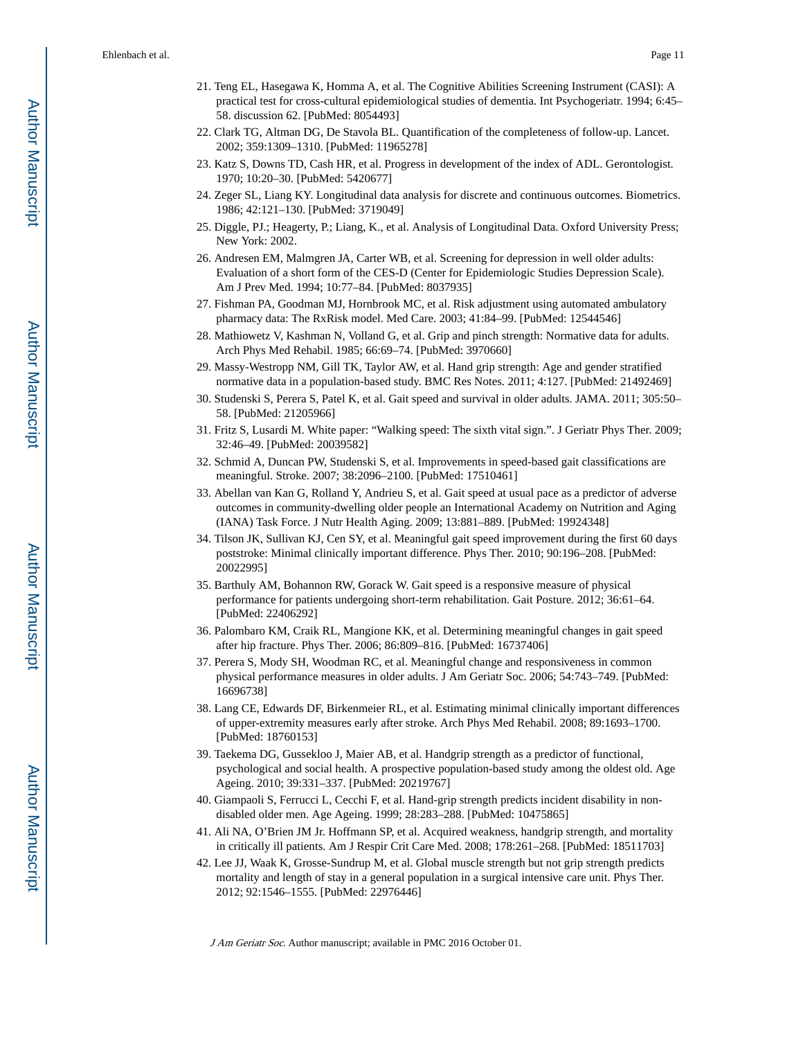21. Teng EL, Hasegawa K, Homma A, et al. The Cognitive Abilities Screening Instrument (CASI): A practical test for cross-cultural epidemiological studies of dementia. Int Psychogeriatr. 1994; 6:45–58. discussion 62. [PubMed: 8054493]
22. Clark TG, Altman DG, De Stavola BL. Quantification of the completeness of follow-up. Lancet. 2002; 359:1309–1310. [PubMed: 11965278]
23. Katz S, Downs TD, Cash HR, et al. Progress in development of the index of ADL. Gerontologist. 1970; 10:20–30. [PubMed: 5420677]
24. Zeger SL, Liang KY. Longitudinal data analysis for discrete and continuous outcomes. Biometrics. 1986; 42:121–130. [PubMed: 3719049]
25. Diggle, PJ.; Heagerty, P.; Liang, K., et al. Analysis of Longitudinal Data. Oxford University Press; New York: 2002.
26. Andresen EM, Malmgren JA, Carter WB, et al. Screening for depression in well older adults: Evaluation of a short form of the CES-D (Center for Epidemiologic Studies Depression Scale). Am J Prev Med. 1994; 10:77–84. [PubMed: 8037935]
27. Fishman PA, Goodman MJ, Hornbrook MC, et al. Risk adjustment using automated ambulatory pharmacy data: The RxRisk model. Med Care. 2003; 41:84–99. [PubMed: 12544546]
28. Mathiowetz V, Kashman N, Volland G, et al. Grip and pinch strength: Normative data for adults. Arch Phys Med Rehabil. 1985; 66:69–74. [PubMed: 3970660]
29. Massy-Westropp NM, Gill TK, Taylor AW, et al. Hand grip strength: Age and gender stratified normative data in a population-based study. BMC Res Notes. 2011; 4:127. [PubMed: 21492469]
30. Studenski S, Perera S, Patel K, et al. Gait speed and survival in older adults. JAMA. 2011; 305:50–58. [PubMed: 21205966]
31. Fritz S, Lusardi M. White paper: "Walking speed: The sixth vital sign.". J Geriatr Phys Ther. 2009; 32:46–49. [PubMed: 20039582]
32. Schmid A, Duncan PW, Studenski S, et al. Improvements in speed-based gait classifications are meaningful. Stroke. 2007; 38:2096–2100. [PubMed: 17510461]
33. Abellan van Kan G, Rolland Y, Andrieu S, et al. Gait speed at usual pace as a predictor of adverse outcomes in community-dwelling older people an International Academy on Nutrition and Aging (IANA) Task Force. J Nutr Health Aging. 2009; 13:881–889. [PubMed: 19924348]
34. Tilson JK, Sullivan KJ, Cen SY, et al. Meaningful gait speed improvement during the first 60 days poststroke: Minimal clinically important difference. Phys Ther. 2010; 90:196–208. [PubMed: 20022995]
35. Barthuly AM, Bohannon RW, Gorack W. Gait speed is a responsive measure of physical performance for patients undergoing short-term rehabilitation. Gait Posture. 2012; 36:61–64. [PubMed: 22406292]
36. Palombaro KM, Craik RL, Mangione KK, et al. Determining meaningful changes in gait speed after hip fracture. Phys Ther. 2006; 86:809–816. [PubMed: 16737406]
37. Perera S, Mody SH, Woodman RC, et al. Meaningful change and responsiveness in common physical performance measures in older adults. J Am Geriatr Soc. 2006; 54:743–749. [PubMed: 16696738]
38. Lang CE, Edwards DF, Birkenmeier RL, et al. Estimating minimal clinically important differences of upper-extremity measures early after stroke. Arch Phys Med Rehabil. 2008; 89:1693–1700. [PubMed: 18760153]
39. Taekema DG, Gussekloo J, Maier AB, et al. Handgrip strength as a predictor of functional, psychological and social health. A prospective population-based study among the oldest old. Age Ageing. 2010; 39:331–337. [PubMed: 20219767]
40. Giampaoli S, Ferrucci L, Cecchi F, et al. Hand-grip strength predicts incident disability in non-disabled older men. Age Ageing. 1999; 28:283–288. [PubMed: 10475865]
41. Ali NA, O'Brien JM Jr. Hoffmann SP, et al. Acquired weakness, handgrip strength, and mortality in critically ill patients. Am J Respir Crit Care Med. 2008; 178:261–268. [PubMed: 18511703]
42. Lee JJ, Waak K, Grosse-Sundrup M, et al. Global muscle strength but not grip strength predicts mortality and length of stay in a general population in a surgical intensive care unit. Phys Ther. 2012; 92:1546–1555. [PubMed: 22976446]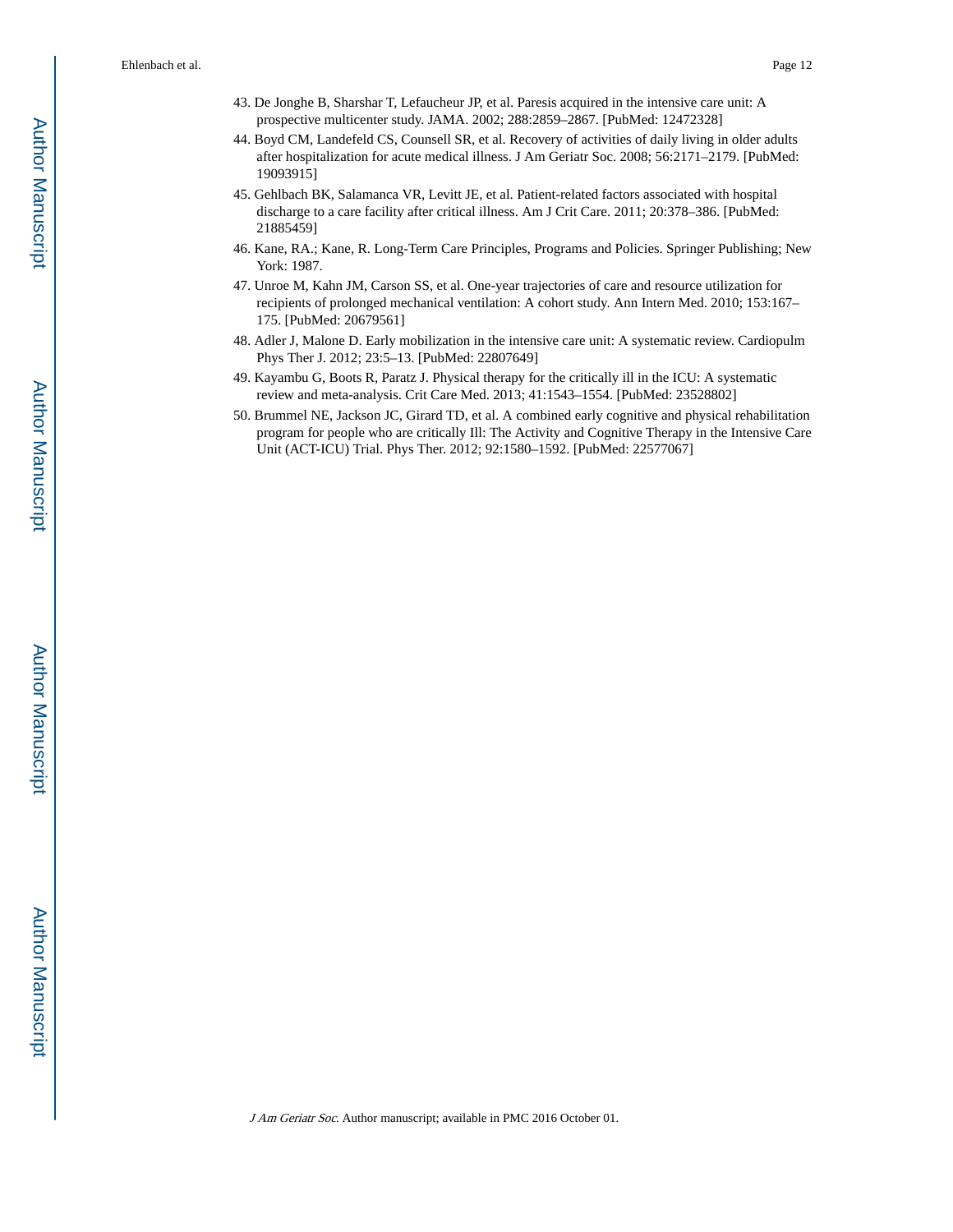43. De Jonghe B, Sharshar T, Lefaucheur JP, et al. Paresis acquired in the intensive care unit: A prospective multicenter study. JAMA. 2002; 288:2859–2867. [PubMed: 12472328]
44. Boyd CM, Landefeld CS, Counsell SR, et al. Recovery of activities of daily living in older adults after hospitalization for acute medical illness. J Am Geriatr Soc. 2008; 56:2171–2179. [PubMed: 19093915]
45. Gehlbach BK, Salamanca VR, Levitt JE, et al. Patient-related factors associated with hospital discharge to a care facility after critical illness. Am J Crit Care. 2011; 20:378–386. [PubMed: 21885459]
46. Kane, RA.; Kane, R. Long-Term Care Principles, Programs and Policies. Springer Publishing; New York: 1987.
47. Unroe M, Kahn JM, Carson SS, et al. One-year trajectories of care and resource utilization for recipients of prolonged mechanical ventilation: A cohort study. Ann Intern Med. 2010; 153:167–175. [PubMed: 20679561]
48. Adler J, Malone D. Early mobilization in the intensive care unit: A systematic review. Cardiopulm Phys Ther J. 2012; 23:5–13. [PubMed: 22807649]
49. Kayambu G, Boots R, Paratz J. Physical therapy for the critically ill in the ICU: A systematic review and meta-analysis. Crit Care Med. 2013; 41:1543–1554. [PubMed: 23528802]
50. Brummel NE, Jackson JC, Girard TD, et al. A combined early cognitive and physical rehabilitation program for people who are critically Ill: The Activity and Cognitive Therapy in the Intensive Care Unit (ACT-ICU) Trial. Phys Ther. 2012; 92:1580–1592. [PubMed: 22577067]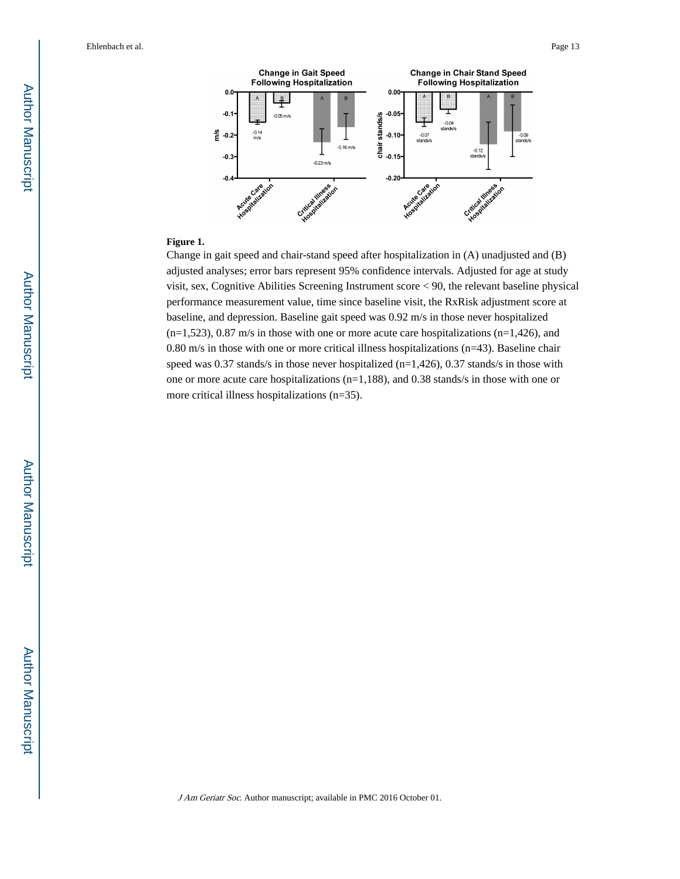**Figure 1.**

Change in gait speed and chair-stand speed after hospitalization in (A) unadjusted and (B) adjusted analyses; error bars represent 95% confidence intervals. Adjusted for age at study visit, sex, Cognitive Abilities Screening Instrument score < 90, the relevant baseline physical performance measurement value, time since baseline visit, the RxRisk adjustment score at baseline, and depression. Baseline gait speed was 0.92 m/s in those never hospitalized (n=1,523), 0.87 m/s in those with one or more acute care hospitalizations (n=1,426), and 0.80 m/s in those with one or more critical illness hospitalizations (n=43). Baseline chair speed was 0.37 stands/s in those never hospitalized (n=1,426), 0.37 stands/s in those with one or more acute care hospitalizations (n=1,188), and 0.38 stands/s in those with one or more critical illness hospitalizations (n=35).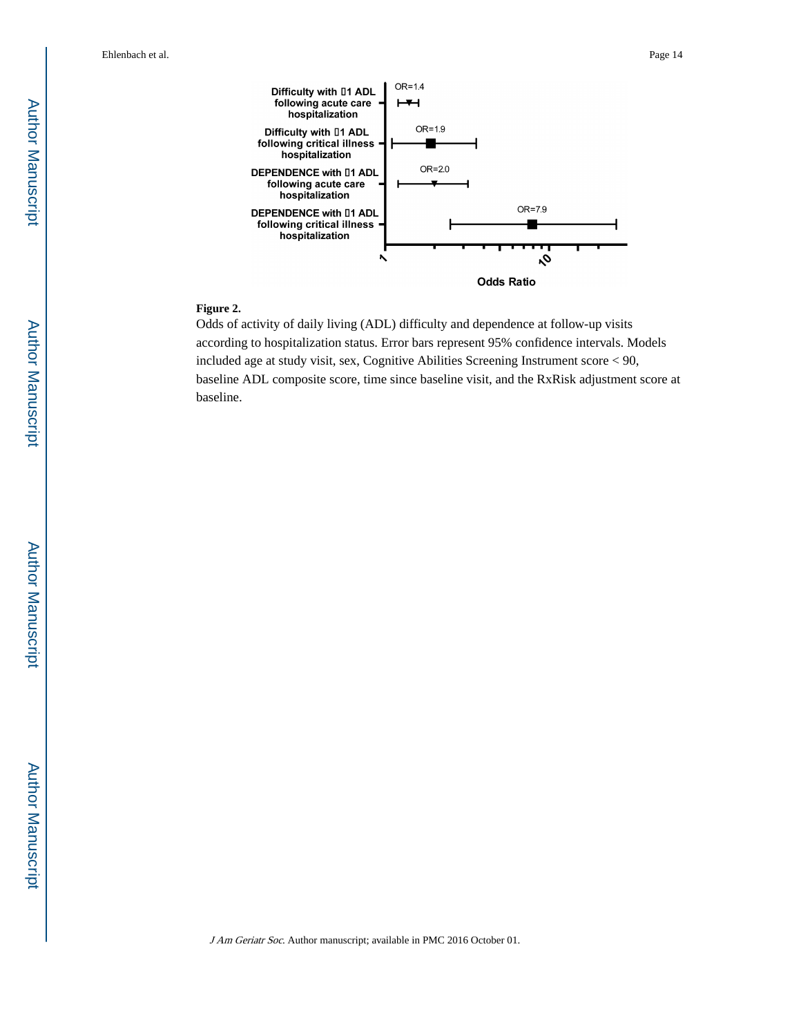**Figure 2.**

Odds of activity of daily living (ADL) difficulty and dependence at follow-up visits according to hospitalization status. Error bars represent 95% confidence intervals. Models included age at study visit, sex, Cognitive Abilities Screening Instrument score < 90, baseline ADL composite score, time since baseline visit, and the RxRisk adjustment score at baseline.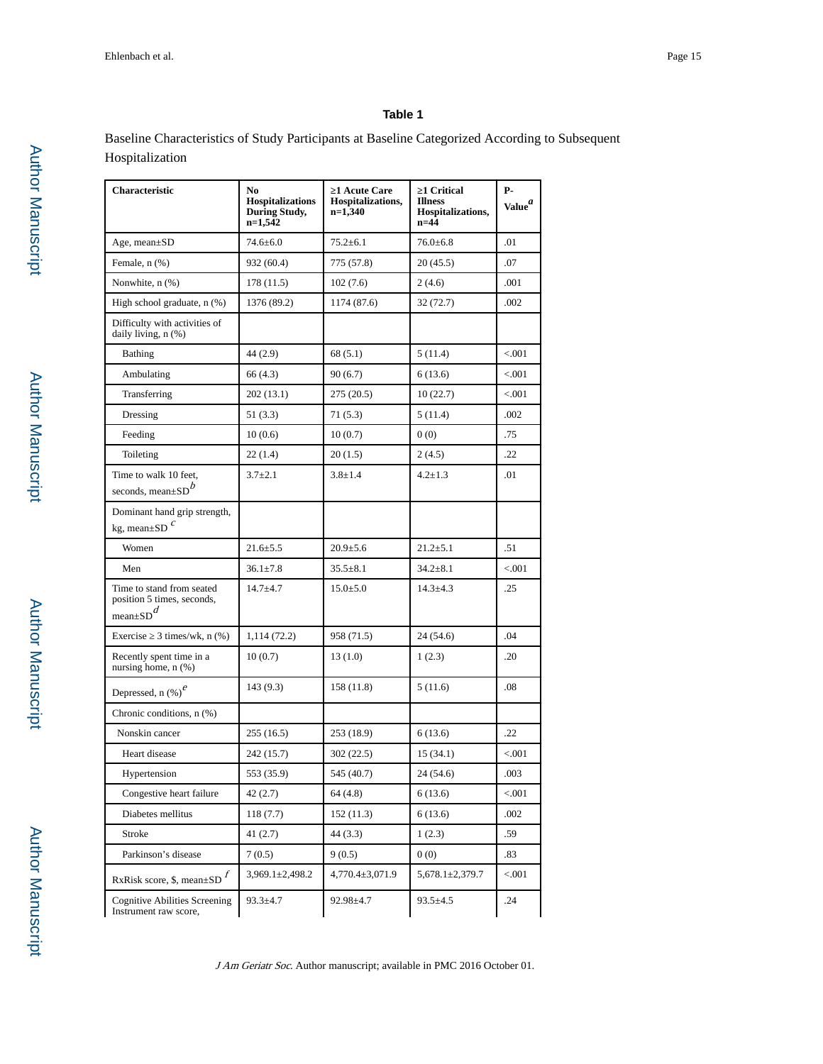**Table 1**

Baseline Characteristics of Study Participants at Baseline Categorized According to Subsequent Hospitalization

| Characteristic | No Hospitalizations During Study, n=1,542 | ≥1 Acute Care Hospitalizations, n=1,340 | ≥1 Critical Illness Hospitalizations, n=44 | P-Value[a] |
|---|---|---|---|---|
| Age, mean±SD | 74.6±6.0 | 75.2±6.1 | 76.0±6.8 | .01 |
| Female, n (%) | 932 (60.4) | 775 (57.8) | 20 (45.5) | .07 |
| Nonwhite, n (%) | 178 (11.5) | 102 (7.6) | 2 (4.6) | .001 |
| High school graduate, n (%) | 1376 (89.2) | 1174 (87.6) | 32 (72.7) | .002 |
| Difficulty with activities of daily living, n (%) | | | | |
| Bathing | 44 (2.9) | 68 (5.1) | 5 (11.4) | <.001 |
| Ambulating | 66 (4.3) | 90 (6.7) | 6 (13.6) | <.001 |
| Transferring | 202 (13.1) | 275 (20.5) | 10 (22.7) | <.001 |
| Dressing | 51 (3.3) | 71 (5.3) | 5 (11.4) | .002 |
| Feeding | 10 (0.6) | 10 (0.7) | 0 (0) | .75 |
| Toileting | 22 (1.4) | 20 (1.5) | 2 (4.5) | .22 |
| Time to walk 10 feet, seconds, mean±SD[b] | 3.7±2.1 | 3.8±1.4 | 4.2±1.3 | .01 |
| Dominant hand grip strength, kg, mean±SD [c] | | | | |
| Women | 21.6±5.5 | 20.9±5.6 | 21.2±5.1 | .51 |
| Men | 36.1±7.8 | 35.5±8.1 | 34.2±8.1 | <.001 |
| Time to stand from seated position 5 times, seconds, mean±SD[d] | 14.7±4.7 | 15.0±5.0 | 14.3±4.3 | .25 |
| Exercise ≥ 3 times/wk, n (%) | 1,114 (72.2) | 958 (71.5) | 24 (54.6) | .04 |
| Recently spent time in a nursing home, n (%) | 10 (0.7) | 13 (1.0) | 1 (2.3) | .20 |
| Depressed, n (%)[e] | 143 (9.3) | 158 (11.8) | 5 (11.6) | .08 |
| Chronic conditions, n (%) | | | | |
| Nonskin cancer | 255 (16.5) | 253 (18.9) | 6 (13.6) | .22 |
| Heart disease | 242 (15.7) | 302 (22.5) | 15 (34.1) | <.001 |
| Hypertension | 553 (35.9) | 545 (40.7) | 24 (54.6) | .003 |
| Congestive heart failure | 42 (2.7) | 64 (4.8) | 6 (13.6) | <.001 |
| Diabetes mellitus | 118 (7.7) | 152 (11.3) | 6 (13.6) | .002 |
| Stroke | 41 (2.7) | 44 (3.3) | 1 (2.3) | .59 |
| Parkinson's disease | 7 (0.5) | 9 (0.5) | 0 (0) | .83 |
| RxRisk score, $, mean±SD [f] | 3,969.1±2,498.2 | 4,770.4±3,071.9 | 5,678.1±2,379.7 | <.001 |
| Cognitive Abilities Screening Instrument raw score, | 93.3±4.7 | 92.98±4.7 | 93.5±4.5 | .24 |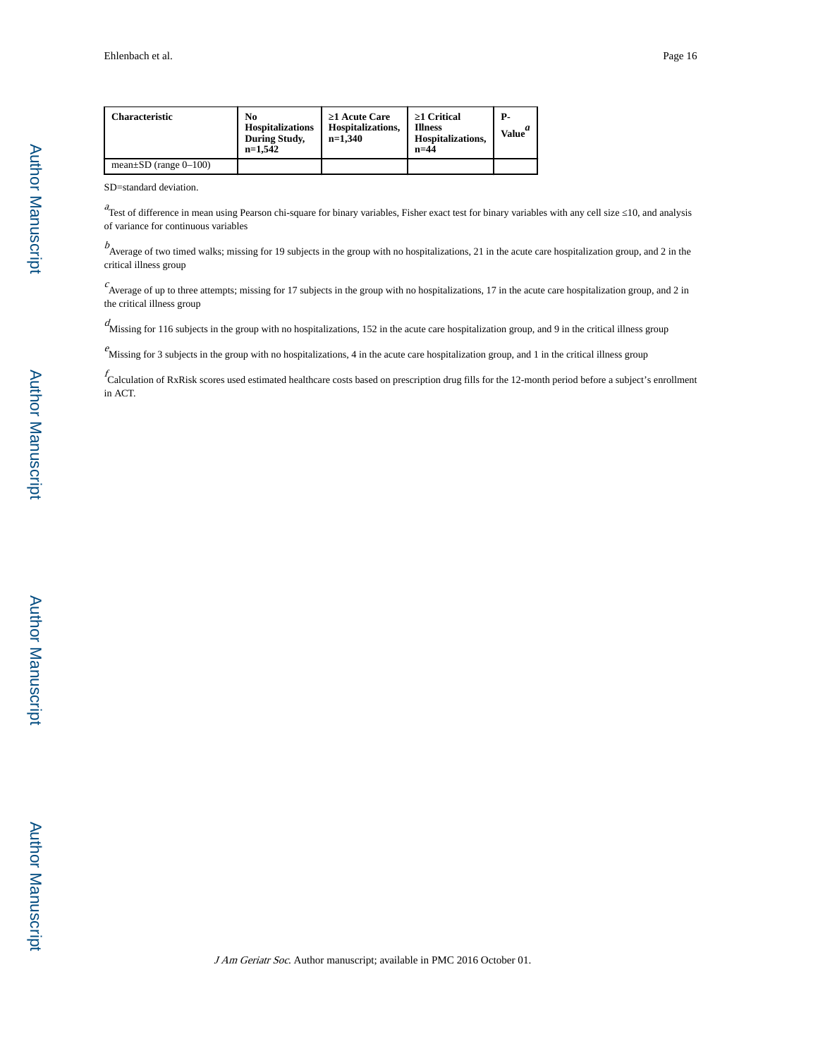| Characteristic | No Hospitalizations During Study, n=1,542 | ≥1 Acute Care Hospitalizations, n=1,340 | ≥1 Critical Illness Hospitalizations, n=44 | P-Value[a] |
|---|---|---|---|---|
| mean±SD (range 0–100) | | | | |

SD=standard deviation.

[a]Test of difference in mean using Pearson chi-square for binary variables, Fisher exact test for binary variables with any cell size ≤10, and analysis of variance for continuous variables

[b]Average of two timed walks; missing for 19 subjects in the group with no hospitalizations, 21 in the acute care hospitalization group, and 2 in the critical illness group

[c]Average of up to three attempts; missing for 17 subjects in the group with no hospitalizations, 17 in the acute care hospitalization group, and 2 in the critical illness group

[d]Missing for 116 subjects in the group with no hospitalizations, 152 in the acute care hospitalization group, and 9 in the critical illness group

[e]Missing for 3 subjects in the group with no hospitalizations, 4 in the acute care hospitalization group, and 1 in the critical illness group

[f]Calculation of RxRisk scores used estimated healthcare costs based on prescription drug fills for the 12-month period before a subject's enrollment in ACT.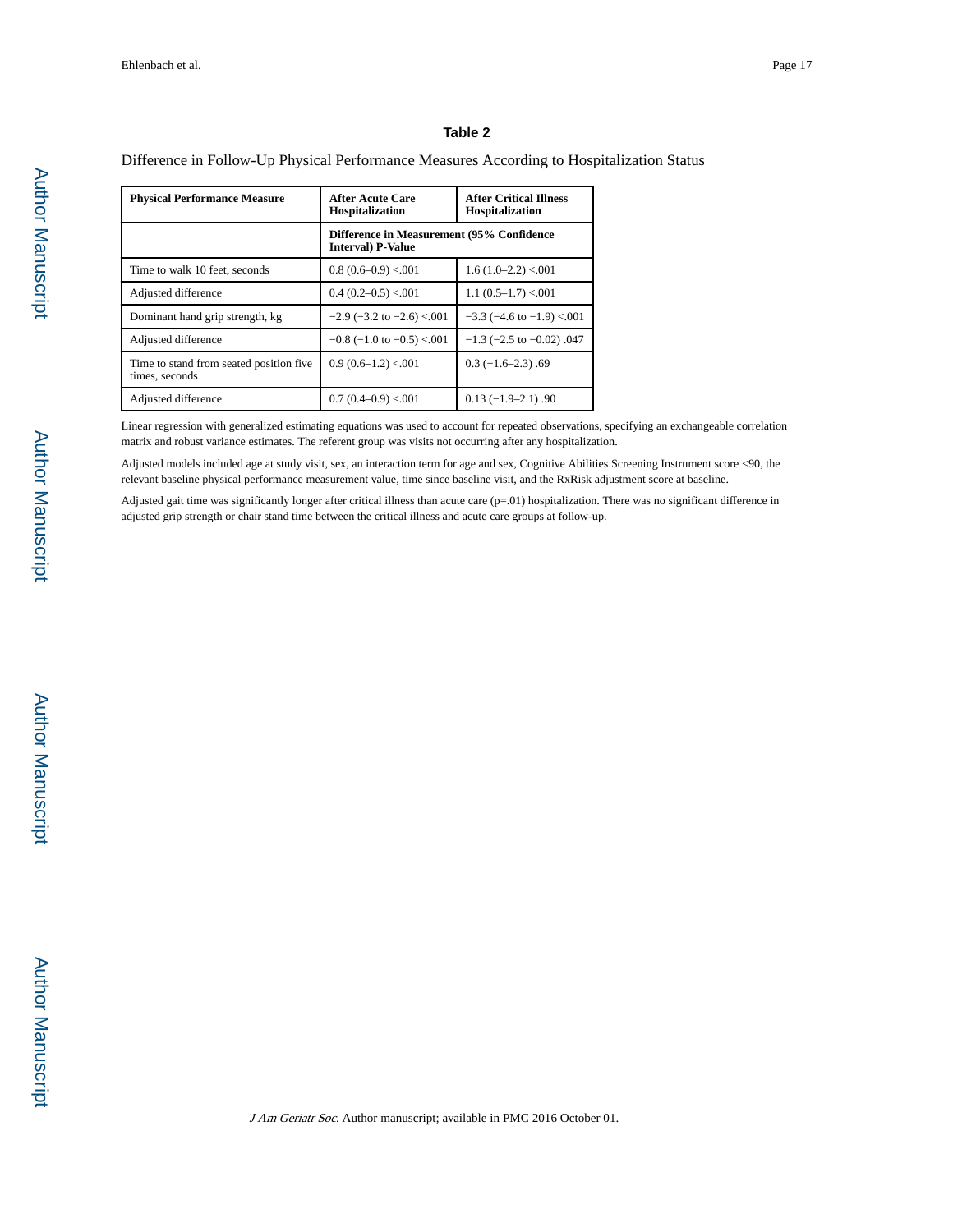## Table 2

Difference in Follow-Up Physical Performance Measures According to Hospitalization Status

| Physical Performance Measure | After Acute Care Hospitalization | After Critical Illness Hospitalization |
|---|---|---|
| | Difference in Measurement (95% Confidence Interval) P-Value | |
| Time to walk 10 feet, seconds | 0.8 (0.6–0.9) <.001 | 1.6 (1.0–2.2) <.001 |
| Adjusted difference | 0.4 (0.2–0.5) <.001 | 1.1 (0.5–1.7) <.001 |
| Dominant hand grip strength, kg | −2.9 (−3.2 to −2.6) <.001 | −3.3 (−4.6 to −1.9) <.001 |
| Adjusted difference | −0.8 (−1.0 to −0.5) <.001 | −1.3 (−2.5 to −0.02) .047 |
| Time to stand from seated position five times, seconds | 0.9 (0.6–1.2) <.001 | 0.3 (−1.6–2.3) .69 |
| Adjusted difference | 0.7 (0.4–0.9) <.001 | 0.13 (−1.9–2.1) .90 |

Linear regression with generalized estimating equations was used to account for repeated observations, specifying an exchangeable correlation matrix and robust variance estimates. The referent group was visits not occurring after any hospitalization.

Adjusted models included age at study visit, sex, an interaction term for age and sex, Cognitive Abilities Screening Instrument score <90, the relevant baseline physical performance measurement value, time since baseline visit, and the RxRisk adjustment score at baseline.

Adjusted gait time was significantly longer after critical illness than acute care (p=.01) hospitalization. There was no significant difference in adjusted grip strength or chair stand time between the critical illness and acute care groups at follow-up.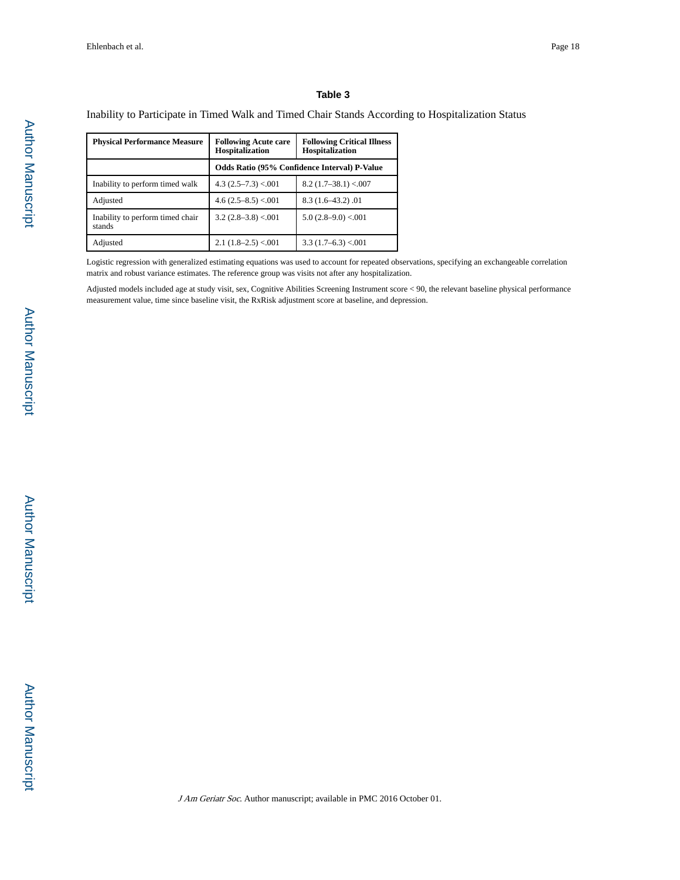**Table 3**

Inability to Participate in Timed Walk and Timed Chair Stands According to Hospitalization Status

| Physical Performance Measure | Following Acute care Hospitalization | Following Critical Illness Hospitalization |
|---|---|---|
| | Odds Ratio (95% Confidence Interval) P-Value | |
| Inability to perform timed walk | 4.3 (2.5–7.3) <.001 | 8.2 (1.7–38.1) <.007 |
| Adjusted | 4.6 (2.5–8.5) <.001 | 8.3 (1.6–43.2) .01 |
| Inability to perform timed chair stands | 3.2 (2.8–3.8) <.001 | 5.0 (2.8–9.0) <.001 |
| Adjusted | 2.1 (1.8–2.5) <.001 | 3.3 (1.7–6.3) <.001 |

Logistic regression with generalized estimating equations was used to account for repeated observations, specifying an exchangeable correlation matrix and robust variance estimates. The reference group was visits not after any hospitalization.

Adjusted models included age at study visit, sex, Cognitive Abilities Screening Instrument score < 90, the relevant baseline physical performance measurement value, time since baseline visit, the RxRisk adjustment score at baseline, and depression.